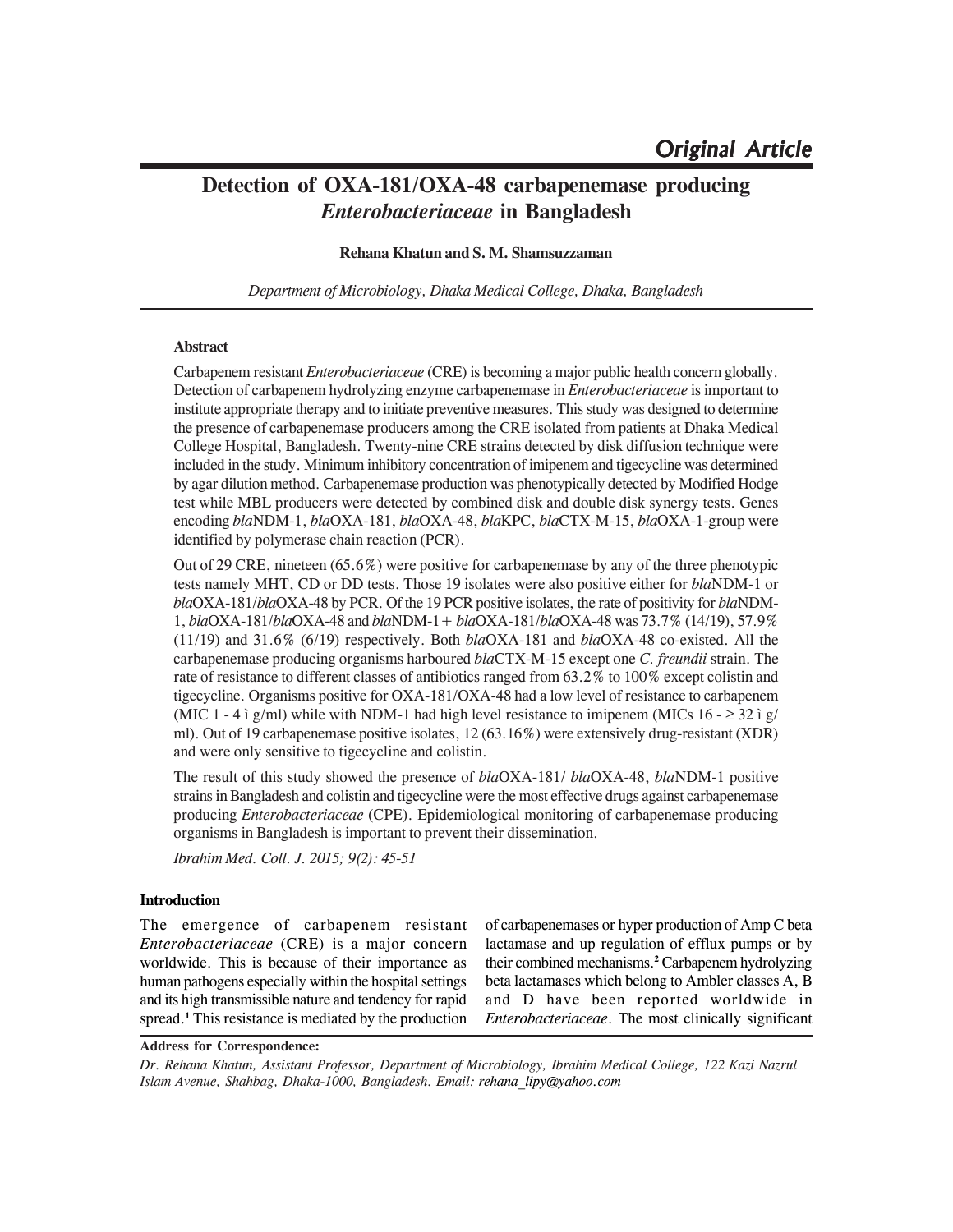*Original Article*

# Detection of OXA-181/OXA-48 carbapenemase producing *Enterobacteriaceae* in Bangladesh

**Rehana Khatun and S. M. Shamsuzzaman**

*Department of Microbiology, Dhaka Medical College, Dhaka, Bangladesh*

## Abstract

Carbapenem resistant *Enterobacteriaceae* (CRE) is becoming a major public health concern globally. Detection of carbapenem hydrolyzing enzyme carbapenemase in *Enterobacteriaceae* is important to institute appropriate therapy and to initiate preventive measures. This study was designed to determine the presence of carbapenemase producers among the CRE isolated from patients at Dhaka Medical College Hospital, Bangladesh. Twenty-nine CRE strains detected by disk diffusion technique were included in the study. Minimum inhibitory concentration of imipenem and tigecycline was determined by agar dilution method. Carbapenemase production was phenotypically detected by Modified Hodge test while MBL producers were detected by combined disk and double disk synergy tests. Genes encoding *bla*NDM-1, *bla*OXA-181, *bla*OXA-48, *bla*KPC, *bla*CTX-M-15, *bla*OXA-1-group were identified by polymerase chain reaction (PCR).

Out of 29 CRE, nineteen (65.6%) were positive for carbapenemase by any of the three phenotypic tests namely MHT, CD or DD tests. Those 19 isolates were also positive either for *bla*NDM-1 or *bla*OXA-181/*bla*OXA-48 by PCR. Of the 19 PCR positive isolates, the rate of positivity for *bla*NDM-1, *bla*OXA-181/*bla*OXA-48 and *bla*NDM-1+ *bla*OXA-181/*bla*OXA-48 was 73.7% (14/19), 57.9% (11/19) and 31.6% (6/19) respectively. Both *bla*OXA-181 and *bla*OXA-48 co-existed. All the carbapenemase producing organisms harboured *bla*CTX-M-15 except one *C. freundii* strain. The rate of resistance to different classes of antibiotics ranged from 63.2% to 100% except colistin and tigecycline. Organisms positive for OXA-181/OXA-48 had a low level of resistance to carbapenem (MIC 1 - 4 ì g/ml) while with NDM-1 had high level resistance to imipenem (MICs 16 - ≥ 32 ì g/ml). Out of 19 carbapenemase positive isolates, 12 (63.16%) were extensively drug-resistant (XDR) and were only sensitive to tigecycline and colistin.

The result of this study showed the presence of *bla*OXA-181/ *bla*OXA-48, *bla*NDM-1 positive strains in Bangladesh and colistin and tigecycline were the most effective drugs against carbapenemase producing *Enterobacteriaceae* (CPE). Epidemiological monitoring of carbapenemase producing organisms in Bangladesh is important to prevent their dissemination.

*Ibrahim Med. Coll. J. 2015; 9(2): 45-51*

## Introduction

The emergence of carbapenem resistant *Enterobacteriaceae* (CRE) is a major concern worldwide. This is because of their importance as human pathogens especially within the hospital settings and its high transmissible nature and tendency for rapid spread.[1] This resistance is mediated by the production of carbapenemases or hyper production of Amp C beta lactamase and up regulation of efflux pumps or by their combined mechanisms.[2] Carbapenem hydrolyzing beta lactamases which belong to Ambler classes A, B and D have been reported worldwide in *Enterobacteriaceae*. The most clinically significant

**Address for Correspondence:**

*Dr. Rehana Khatun, Assistant Professor, Department of Microbiology, Ibrahim Medical College, 122 Kazi Nazrul Islam Avenue, Shahbag, Dhaka-1000, Bangladesh. Email: rehana_lipy@yahoo.com*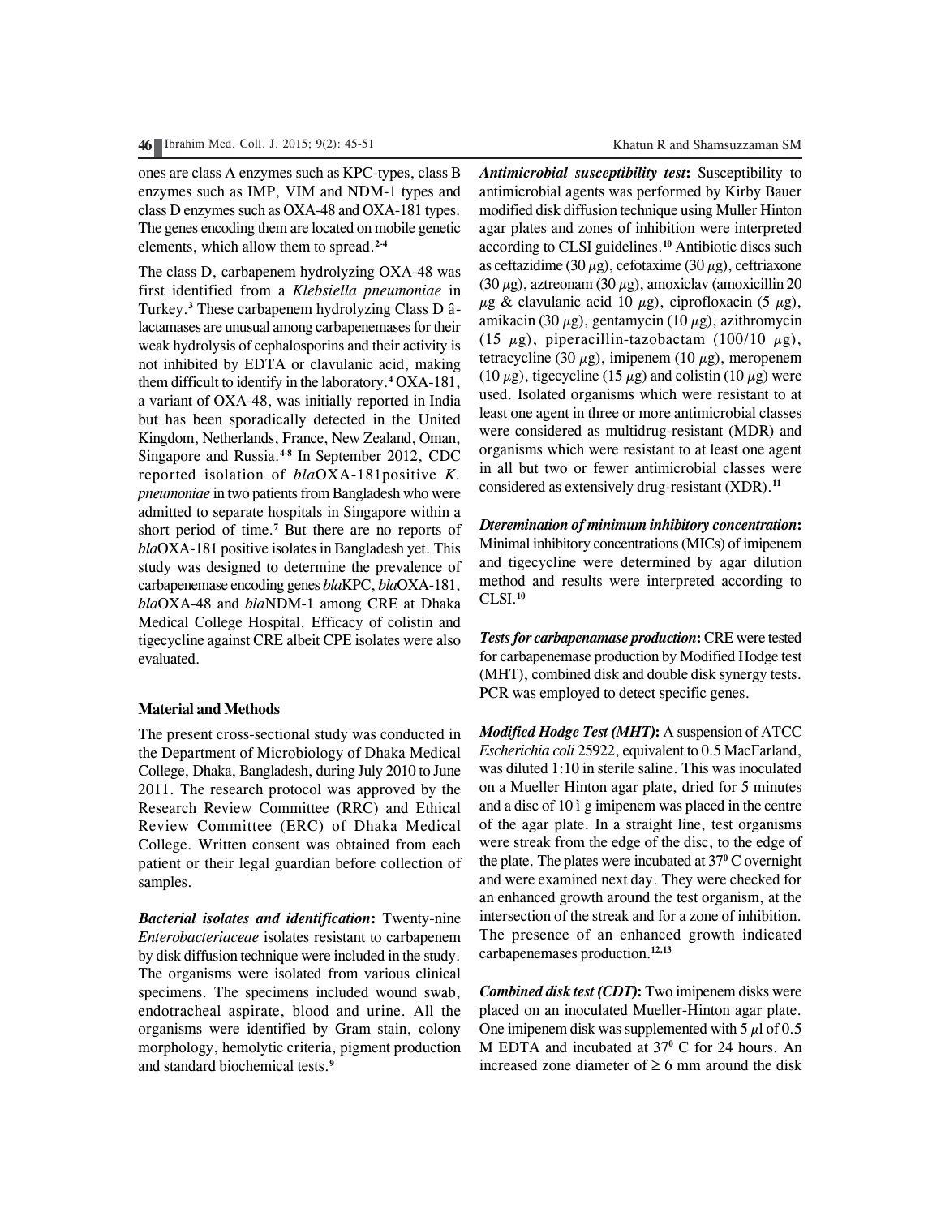ones are class A enzymes such as KPC-types, class B enzymes such as IMP, VIM and NDM-1 types and class D enzymes such as OXA-48 and OXA-181 types. The genes encoding them are located on mobile genetic elements, which allow them to spread.[2-4]

The class D, carbapenem hydrolyzing OXA-48 was first identified from a *Klebsiella pneumoniae* in Turkey.[3] These carbapenem hydrolyzing Class D â-lactamases are unusual among carbapenemases for their weak hydrolysis of cephalosporins and their activity is not inhibited by EDTA or clavulanic acid, making them difficult to identify in the laboratory.[4] OXA-181, a variant of OXA-48, was initially reported in India but has been sporadically detected in the United Kingdom, Netherlands, France, New Zealand, Oman, Singapore and Russia.[4-8] In September 2012, CDC reported isolation of *bla*OXA-181positive *K. pneumoniae* in two patients from Bangladesh who were admitted to separate hospitals in Singapore within a short period of time.[7] But there are no reports of *bla*OXA-181 positive isolates in Bangladesh yet. This study was designed to determine the prevalence of carbapenemase encoding genes *bla*KPC, *bla*OXA-181, *bla*OXA-48 and *bla*NDM-1 among CRE at Dhaka Medical College Hospital. Efficacy of colistin and tigecycline against CRE albeit CPE isolates were also evaluated.

## Material and Methods

The present cross-sectional study was conducted in the Department of Microbiology of Dhaka Medical College, Dhaka, Bangladesh, during July 2010 to June 2011. The research protocol was approved by the Research Review Committee (RRC) and Ethical Review Committee (ERC) of Dhaka Medical College. Written consent was obtained from each patient or their legal guardian before collection of samples.

***Bacterial isolates and identification*:** Twenty-nine *Enterobacteriaceae* isolates resistant to carbapenem by disk diffusion technique were included in the study. The organisms were isolated from various clinical specimens. The specimens included wound swab, endotracheal aspirate, blood and urine. All the organisms were identified by Gram stain, colony morphology, hemolytic criteria, pigment production and standard biochemical tests.[9]

***Antimicrobial susceptibility test*:** Susceptibility to antimicrobial agents was performed by Kirby Bauer modified disk diffusion technique using Muller Hinton agar plates and zones of inhibition were interpreted according to CLSI guidelines.[10] Antibiotic discs such as ceftazidime (30 $\mu$g), cefotaxime (30 $\mu$g), ceftriaxone (30 $\mu$g), aztreonam (30 $\mu$g), amoxiclav (amoxicillin 20 $\mu$g & clavulanic acid 10 $\mu$g), ciprofloxacin (5 $\mu$g), amikacin (30 $\mu$g), gentamycin (10 $\mu$g), azithromycin (15 $\mu$g), piperacillin-tazobactam (100/10 $\mu$g), tetracycline (30 $\mu$g), imipenem (10 $\mu$g), meropenem (10 $\mu$g), tigecycline (15 $\mu$g) and colistin (10 $\mu$g) were used. Isolated organisms which were resistant to at least one agent in three or more antimicrobial classes were considered as multidrug-resistant (MDR) and organisms which were resistant to at least one agent in all but two or fewer antimicrobial classes were considered as extensively drug-resistant (XDR).[11]

***Dteremination of minimum inhibitory concentration*:** Minimal inhibitory concentrations (MICs) of imipenem and tigecycline were determined by agar dilution method and results were interpreted according to CLSI.[10]

***Tests for carbapenamase production*:** CRE were tested for carbapenemase production by Modified Hodge test (MHT), combined disk and double disk synergy tests. PCR was employed to detect specific genes.

***Modified Hodge Test (MHT)*:** A suspension of ATCC *Escherichia coli* 25922, equivalent to 0.5 MacFarland, was diluted 1:10 in sterile saline. This was inoculated on a Mueller Hinton agar plate, dried for 5 minutes and a disc of 10 ì g imipenem was placed in the centre of the agar plate. In a straight line, test organisms were streak from the edge of the disc, to the edge of the plate. The plates were incubated at $37^0$ C overnight and were examined next day. They were checked for an enhanced growth around the test organism, at the intersection of the streak and for a zone of inhibition. The presence of an enhanced growth indicated carbapenemases production.[12,13]

***Combined disk test (CDT)*:** Two imipenem disks were placed on an inoculated Mueller-Hinton agar plate. One imipenem disk was supplemented with 5 $\mu$l of 0.5 M EDTA and incubated at $37^0$ C for 24 hours. An increased zone diameter of $\geq$ 6 mm around the disk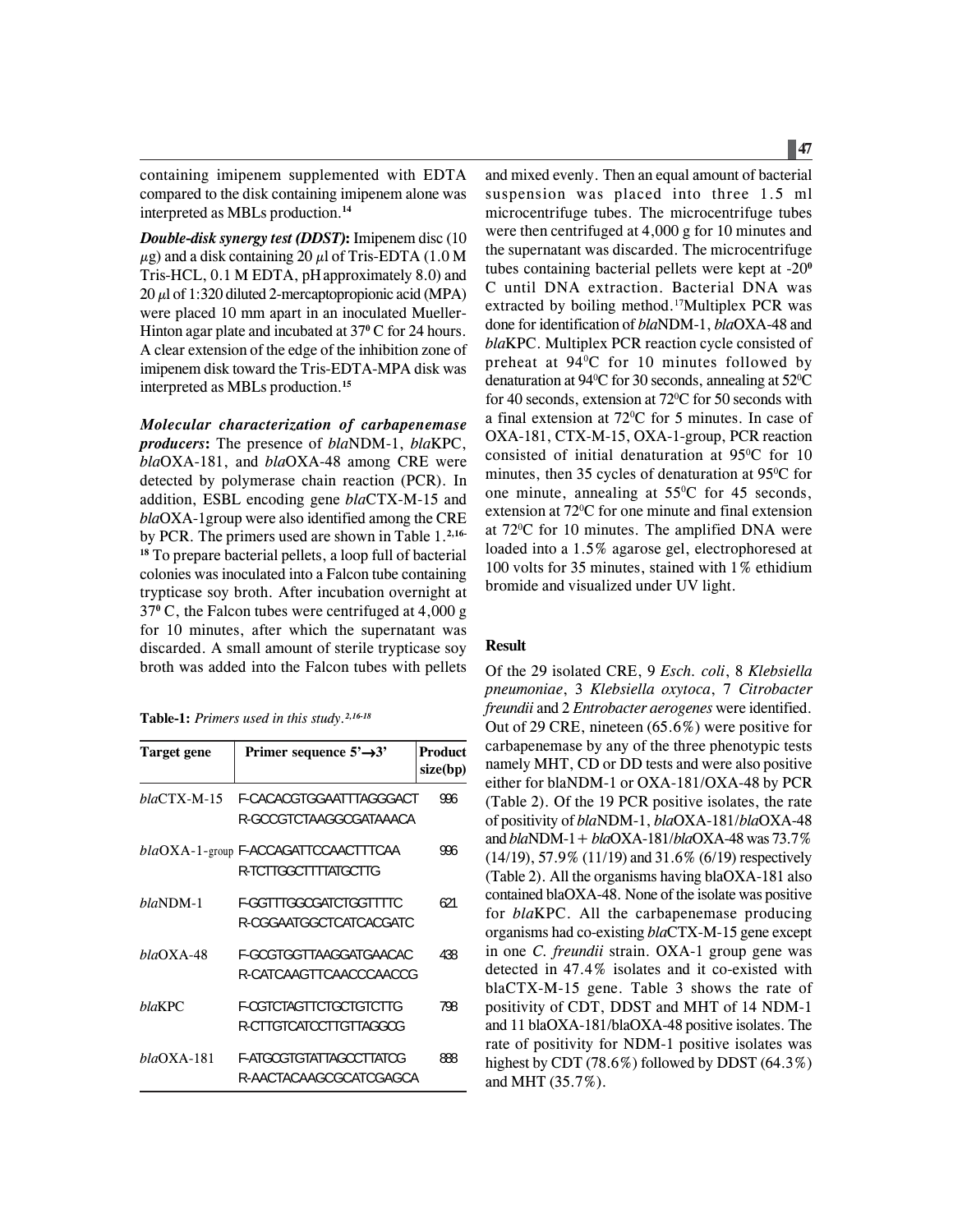containing imipenem supplemented with EDTA compared to the disk containing imipenem alone was interpreted as MBLs production.[14]

***Double-disk synergy test (DDST)*:** Imipenem disc (10 $\mu$g) and a disk containing 20 $\mu$l of Tris-EDTA (1.0 M Tris-HCL, 0.1 M EDTA, pH approximately 8.0) and 20 $\mu$l of 1:320 diluted 2-mercaptopropionic acid (MPA) were placed 10 mm apart in an inoculated Mueller-Hinton agar plate and incubated at $37^0$ C for 24 hours. A clear extension of the edge of the inhibition zone of imipenem disk toward the Tris-EDTA-MPA disk was interpreted as MBLs production.[15]

***Molecular characterization of carbapenemase producers*:** The presence of *bla*NDM-1, *bla*KPC, *bla*OXA-181, and *bla*OXA-48 among CRE were detected by polymerase chain reaction (PCR). In addition, ESBL encoding gene *bla*CTX-M-15 and *bla*OXA-1group were also identified among the CRE by PCR. The primers used are shown in Table 1.[2,16-18] To prepare bacterial pellets, a loop full of bacterial colonies was inoculated into a Falcon tube containing trypticase soy broth. After incubation overnight at $37^0$ C, the Falcon tubes were centrifuged at 4,000 g for 10 minutes, after which the supernatant was discarded. A small amount of sterile trypticase soy broth was added into the Falcon tubes with pellets and mixed evenly. Then an equal amount of bacterial suspension was placed into three 1.5 ml microcentrifuge tubes. The microcentrifuge tubes were then centrifuged at 4,000 g for 10 minutes and the supernatant was discarded. The microcentrifuge tubes containing bacterial pellets were kept at $-20^0$ C until DNA extraction. Bacterial DNA was extracted by boiling method.[17] Multiplex PCR was done for identification of *bla*NDM-1, *bla*OXA-48 and *bla*KPC. Multiplex PCR reaction cycle consisted of preheat at $94^0$C for 10 minutes followed by denaturation at $94^0$C for 30 seconds, annealing at $52^0$C for 40 seconds, extension at $72^0$C for 50 seconds with a final extension at $72^0$C for 5 minutes. In case of OXA-181, CTX-M-15, OXA-1-group, PCR reaction consisted of initial denaturation at $95^0$C for 10 minutes, then 35 cycles of denaturation at $95^0$C for one minute, annealing at $55^0$C for 45 seconds, extension at $72^0$C for one minute and final extension at $72^0$C for 10 minutes. The amplified DNA were loaded into a 1.5% agarose gel, electrophoresed at 100 volts for 35 minutes, stained with 1% ethidium bromide and visualized under UV light.

**Table-1:** *Primers used in this study.*[2,16-18]

| Target gene | Primer sequence 5'→3' | Product size(bp) |
|---|---|---|
| *bla*CTX-M-15 | F-CACACGTGGAATTTAGGGACT<br>R-GCCGTCTAAGGCGATAAACA | 996 |
| *bla*OXA-1-group | F-ACCAGATTCCAACTTTCAA<br>R-TCTTGGCTTTTATGCTTG | 996 |
| *bla*NDM-1 | F-GGTTTGGCGATCTGGTTTTC<br>R-CGGAATGGCTCATCACGATC | 621 |
| *bla*OXA-48 | F-GCGTGGTTAAGGATGAACAC<br>R-CATCAAGTTCAACCCAACCG | 438 |
| *bla*KPC | F-CGTCTAGTTCTGCTGTCTTG<br>R-CTTGTCATCCTTGTTAGGCG | 798 |
| *bla*OXA-181 | F-ATGCGTGTATTAGCCTTATCG<br>R-AACTACAAGCGCATCGAGCA | 888 |

## Result

Of the 29 isolated CRE, 9 *Esch. coli*, 8 *Klebsiella pneumoniae*, 3 *Klebsiella oxytoca*, 7 *Citrobacter freundii* and 2 *Entrobacter aerogenes* were identified. Out of 29 CRE, nineteen (65.6%) were positive for carbapenemase by any of the three phenotypic tests namely MHT, CD or DD tests and were also positive either for blaNDM-1 or OXA-181/OXA-48 by PCR (Table 2). Of the 19 PCR positive isolates, the rate of positivity of *bla*NDM-1, *bla*OXA-181/*bla*OXA-48 and *bla*NDM-1+ *bla*OXA-181/*bla*OXA-48 was 73.7% (14/19), 57.9% (11/19) and 31.6% (6/19) respectively (Table 2). All the organisms having blaOXA-181 also contained blaOXA-48. None of the isolate was positive for *bla*KPC. All the carbapenemase producing organisms had co-existing *bla*CTX-M-15 gene except in one *C. freundii* strain. OXA-1 group gene was detected in 47.4% isolates and it co-existed with blaCTX-M-15 gene. Table 3 shows the rate of positivity of CDT, DDST and MHT of 14 NDM-1 and 11 blaOXA-181/blaOXA-48 positive isolates. The rate of positivity for NDM-1 positive isolates was highest by CDT (78.6%) followed by DDST (64.3%) and MHT (35.7%).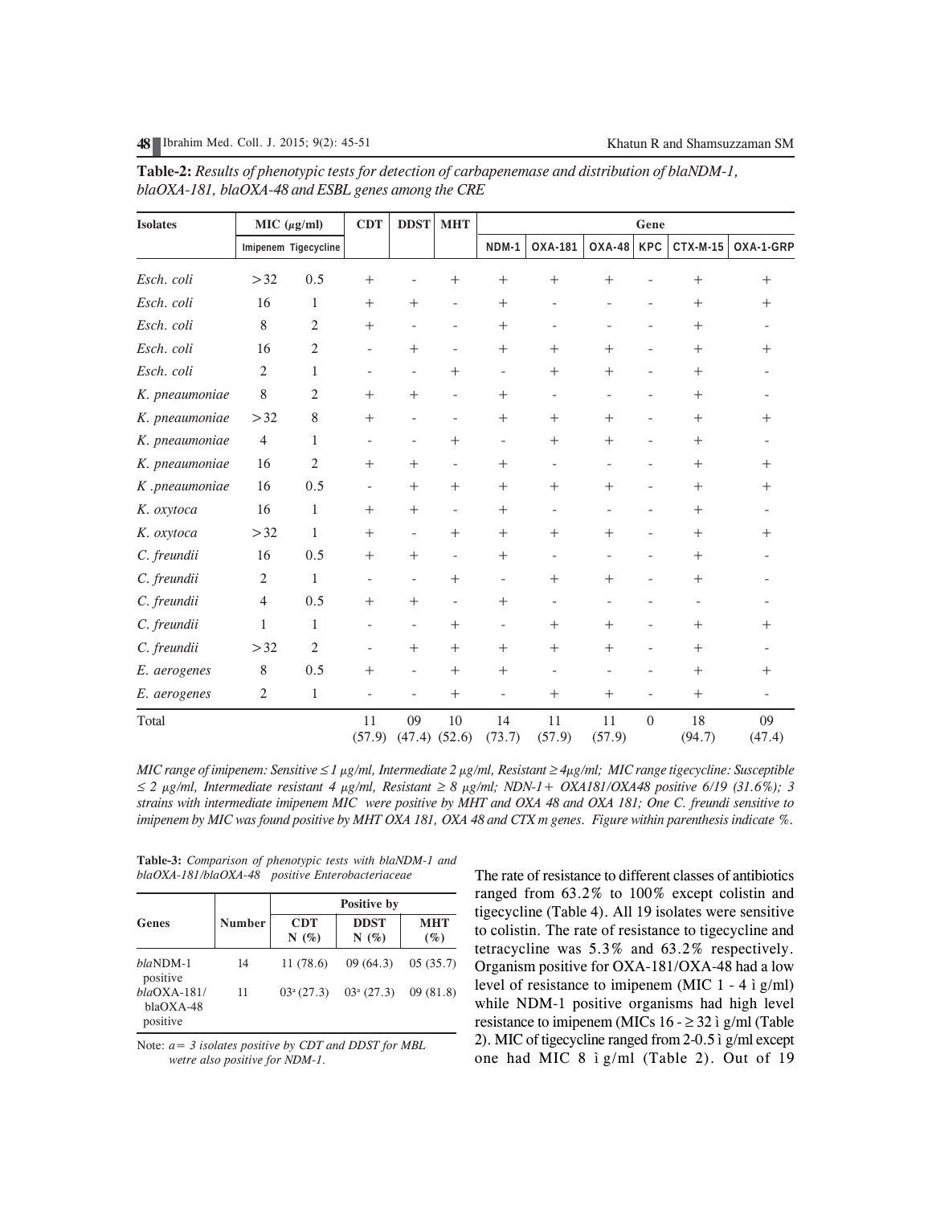**Table-2:** *Results of phenotypic tests for detection of carbapenemase and distribution of blaNDM-1, blaOXA-181, blaOXA-48 and ESBL genes among the CRE*

| Isolates | MIC (µg/ml) | | CDT | DDST | MHT | Gene | | | | | |
|---|---|---|---|---|---|---|---|---|---|---|---|
| | Imipenem | Tigecycline | | | | NDM-1 | OXA-181 | OXA-48 | KPC | CTX-M-15 | OXA-1-GRP |
| *Esch. coli* | >32 | 0.5 | + | - | + | + | + | + | - | + | + |
| *Esch. coli* | 16 | 1 | + | + | - | + | - | - | - | + | + |
| *Esch. coli* | 8 | 2 | + | - | - | + | - | - | - | + | - |
| *Esch. coli* | 16 | 2 | - | + | - | + | + | + | - | + | + |
| *Esch. coli* | 2 | 1 | - | - | + | - | + | + | - | + | - |
| *K. pneaumoniae* | 8 | 2 | + | + | - | + | - | - | - | + | - |
| *K. pneaumoniae* | >32 | 8 | + | - | - | + | + | + | - | + | + |
| *K. pneaumoniae* | 4 | 1 | - | - | + | - | + | + | - | + | - |
| *K. pneaumoniae* | 16 | 2 | + | + | - | + | - | - | - | + | + |
| *K .pneaumoniae* | 16 | 0.5 | - | + | + | + | + | + | - | + | + |
| *K. oxytoca* | 16 | 1 | + | + | - | + | - | - | - | + | - |
| *K. oxytoca* | >32 | 1 | + | - | + | + | + | + | - | + | + |
| *C. freundii* | 16 | 0.5 | + | + | - | + | - | - | - | + | - |
| *C. freundii* | 2 | 1 | - | - | + | - | + | + | - | + | - |
| *C. freundii* | 4 | 0.5 | + | + | - | + | - | - | - | - | - |
| *C. freundii* | 1 | 1 | - | - | + | - | + | + | - | + | + |
| *C. freundii* | >32 | 2 | - | + | + | + | + | + | - | + | - |
| *E. aerogenes* | 8 | 0.5 | + | - | + | + | - | - | - | + | + |
| *E. aerogenes* | 2 | 1 | - | - | + | - | + | + | - | + | - |
| Total | | | 11 (57.9) | 09 (47.4) | 10 (52.6) | 14 (73.7) | 11 (57.9) | 11 (57.9) | 0 | 18 (94.7) | 09 (47.4) |

*MIC range of imipenem: Sensitive ≤ 1 µg/ml, Intermediate 2 µg/ml, Resistant ≥ 4µg/ml; MIC range tigecycline: Susceptible ≤ 2 µg/ml, Intermediate resistant 4 µg/ml, Resistant ≥ 8 µg/ml; NDN-1+ OXA181/OXA48 positive 6/19 (31.6%); 3 strains with intermediate imipenem MIC were positive by MHT and OXA 48 and OXA 181; One C. freundi sensitive to imipenem by MIC was found positive by MHT OXA 181, OXA 48 and CTX m genes. Figure within parenthesis indicate %.*

**Table-3:** *Comparison of phenotypic tests with blaNDM-1 and blaOXA-181/blaOXA-48 positive Enterobacteriaceae*

| Genes | Number | Positive by | | |
|---|---|---|---|---|
| | | CDT N (%) | DDST N (%) | MHT (%) |
| *bla*NDM-1 positive | 14 | 11 (78.6) | 09 (64.3) | 05 (35.7) |
| *bla*OXA-181/ blaOXA-48 positive | 11 | 03[a] (27.3) | 03[a] (27.3) | 09 (81.8) |

Note: *a= 3 isolates positive by CDT and DDST for MBL wetre also positive for NDM-1.*

The rate of resistance to different classes of antibiotics ranged from 63.2% to 100% except colistin and tigecycline (Table 4). All 19 isolates were sensitive to colistin. The rate of resistance to tigecycline and tetracycline was 5.3% and 63.2% respectively. Organism positive for OXA-181/OXA-48 had a low level of resistance to imipenem (MIC 1 - 4 ì g/ml) while NDM-1 positive organisms had high level resistance to imipenem (MICs 16 - ≥ 32 ì g/ml (Table 2). MIC of tigecycline ranged from 2-0.5 ì g/ml except one had MIC 8 ì g/ml (Table 2). Out of 19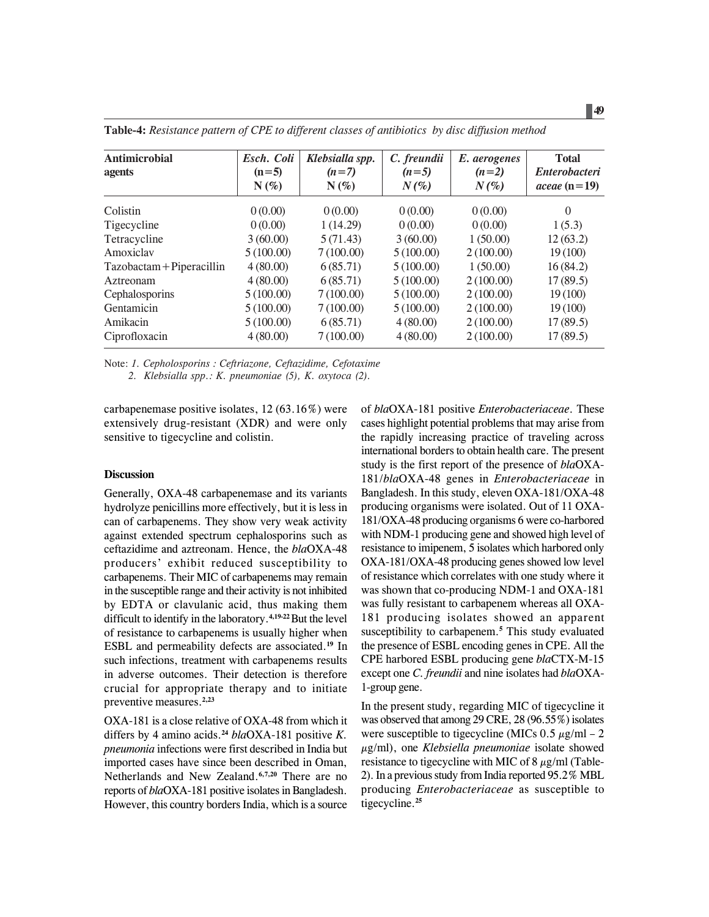**Table-4:** *Resistance pattern of CPE to different classes of antibiotics by disc diffusion method*

| Antimicrobial agents | *Esch. Coli* (n=5) N (%) | *Klebsialla spp.* (n=7) N (%) | *C. freundii* (n=5) N (%) | *E. aerogenes* (n=2) N (%) | Total *Enterobacteriaceae* (n=19) |
|---|---|---|---|---|---|
| Colistin | 0 (0.00) | 0 (0.00) | 0 (0.00) | 0 (0.00) | 0 |
| Tigecycline | 0 (0.00) | 1 (14.29) | 0 (0.00) | 0 (0.00) | 1 (5.3) |
| Tetracycline | 3 (60.00) | 5 (71.43) | 3 (60.00) | 1 (50.00) | 12 (63.2) |
| Amoxiclav | 5 (100.00) | 7 (100.00) | 5 (100.00) | 2 (100.00) | 19 (100) |
| Tazobactam+Piperacillin | 4 (80.00) | 6 (85.71) | 5 (100.00) | 1 (50.00) | 16 (84.2) |
| Aztreonam | 4 (80.00) | 6 (85.71) | 5 (100.00) | 2 (100.00) | 17 (89.5) |
| Cephalosporins | 5 (100.00) | 7 (100.00) | 5 (100.00) | 2 (100.00) | 19 (100) |
| Gentamicin | 5 (100.00) | 7 (100.00) | 5 (100.00) | 2 (100.00) | 19 (100) |
| Amikacin | 5 (100.00) | 6 (85.71) | 4 (80.00) | 2 (100.00) | 17 (89.5) |
| Ciprofloxacin | 4 (80.00) | 7 (100.00) | 4 (80.00) | 2 (100.00) | 17 (89.5) |

Note: *1. Cepholosporins : Ceftriazone, Ceftazidime, Cefotaxime*
*2. Klebsialla spp.: K. pneumoniae (5), K. oxytoca (2).*

carbapenemase positive isolates, 12 (63.16%) were extensively drug-resistant (XDR) and were only sensitive to tigecycline and colistin.

## Discussion

Generally, OXA-48 carbapenemase and its variants hydrolyze penicillins more effectively, but it is less in can of carbapenems. They show very weak activity against extended spectrum cephalosporins such as ceftazidime and aztreonam. Hence, the *bla*OXA-48 producers' exhibit reduced susceptibility to carbapenems. Their MIC of carbapenems may remain in the susceptible range and their activity is not inhibited by EDTA or clavulanic acid, thus making them difficult to identify in the laboratory.[4,19-22] But the level of resistance to carbapenems is usually higher when ESBL and permeability defects are associated.[19] In such infections, treatment with carbapenems results in adverse outcomes. Their detection is therefore crucial for appropriate therapy and to initiate preventive measures.[2,23]

OXA-181 is a close relative of OXA-48 from which it differs by 4 amino acids.[24] *bla*OXA-181 positive *K. pneumonia* infections were first described in India but imported cases have since been described in Oman, Netherlands and New Zealand.[6,7,20] There are no reports of *bla*OXA-181 positive isolates in Bangladesh. However, this country borders India, which is a source of *bla*OXA-181 positive *Enterobacteriaceae*. These cases highlight potential problems that may arise from the rapidly increasing practice of traveling across international borders to obtain health care. The present study is the first report of the presence of *bla*OXA-181/*bla*OXA-48 genes in *Enterobacteriaceae* in Bangladesh. In this study, eleven OXA-181/OXA-48 producing organisms were isolated. Out of 11 OXA-181/OXA-48 producing organisms 6 were co-harbored with NDM-1 producing gene and showed high level of resistance to imipenem, 5 isolates which harbored only OXA-181/OXA-48 producing genes showed low level of resistance which correlates with one study where it was shown that co-producing NDM-1 and OXA-181 was fully resistant to carbapenem whereas all OXA-181 producing isolates showed an apparent susceptibility to carbapenem.[5] This study evaluated the presence of ESBL encoding genes in CPE. All the CPE harbored ESBL producing gene *bla*CTX-M-15 except one *C. freundii* and nine isolates had *bla*OXA-1-group gene.

In the present study, regarding MIC of tigecycline it was observed that among 29 CRE, 28 (96.55%) isolates were susceptible to tigecycline (MICs 0.5 $\mu$g/ml – 2 $\mu$g/ml), one *Klebsiella pneumoniae* isolate showed resistance to tigecycline with MIC of 8 $\mu$g/ml (Table-2). In a previous study from India reported 95.2% MBL producing *Enterobacteriaceae* as susceptible to tigecycline.[25]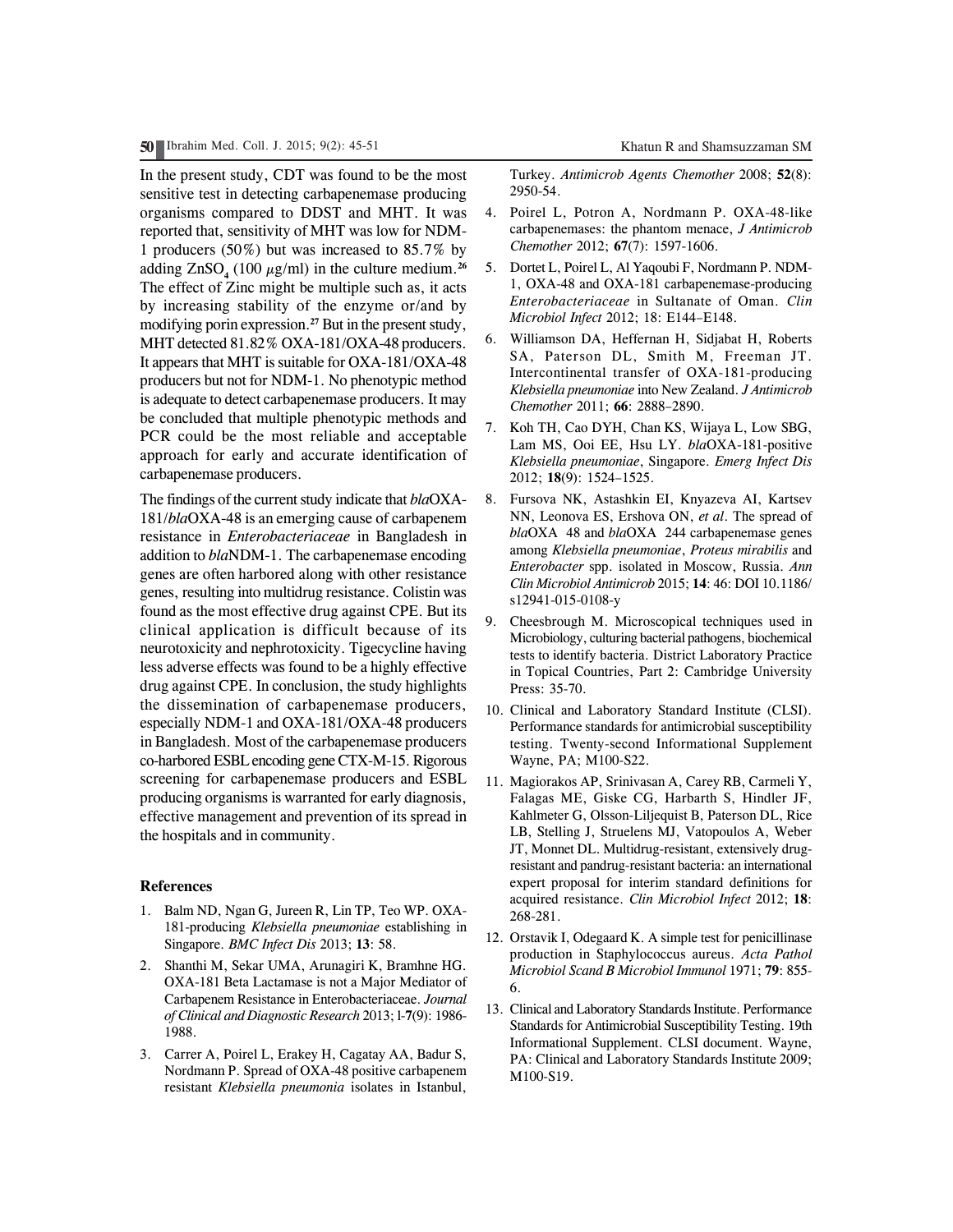In the present study, CDT was found to be the most sensitive test in detecting carbapenemase producing organisms compared to DDST and MHT. It was reported that, sensitivity of MHT was low for NDM-1 producers (50%) but was increased to 85.7% by adding $ZnSO_4$ (100 $\mu$g/ml) in the culture medium.[26] The effect of Zinc might be multiple such as, it acts by increasing stability of the enzyme or/and by modifying porin expression.[27] But in the present study, MHT detected 81.82% OXA-181/OXA-48 producers. It appears that MHT is suitable for OXA-181/OXA-48 producers but not for NDM-1. No phenotypic method is adequate to detect carbapenemase producers. It may be concluded that multiple phenotypic methods and PCR could be the most reliable and acceptable approach for early and accurate identification of carbapenemase producers.

The findings of the current study indicate that *bla*OXA-181/*bla*OXA-48 is an emerging cause of carbapenem resistance in *Enterobacteriaceae* in Bangladesh in addition to *bla*NDM-1. The carbapenemase encoding genes are often harbored along with other resistance genes, resulting into multidrug resistance. Colistin was found as the most effective drug against CPE. But its clinical application is difficult because of its neurotoxicity and nephrotoxicity. Tigecycline having less adverse effects was found to be a highly effective drug against CPE. In conclusion, the study highlights the dissemination of carbapenemase producers, especially NDM-1 and OXA-181/OXA-48 producers in Bangladesh. Most of the carbapenemase producers co-harbored ESBL encoding gene CTX-M-15. Rigorous screening for carbapenemase producers and ESBL producing organisms is warranted for early diagnosis, effective management and prevention of its spread in the hospitals and in community.

### References

1. Balm ND, Ngan G, Jureen R, Lin TP, Teo WP. OXA-181-producing *Klebsiella pneumoniae* establishing in Singapore. *BMC Infect Dis* 2013; **13**: 58.
2. Shanthi M, Sekar UMA, Arunagiri K, Bramhne HG. OXA-181 Beta Lactamase is not a Major Mediator of Carbapenem Resistance in Enterobacteriaceae. *Journal of Clinical and Diagnostic Research* 2013; l-**7**(9): 1986-1988.
3. Carrer A, Poirel L, Erakey H, Cagatay AA, Badur S, Nordmann P. Spread of OXA-48 positive carbapenem resistant *Klebsiella pneumonia* isolates in Istanbul, Turkey. *Antimicrob Agents Chemother* 2008; **52**(8): 2950-54.
4. Poirel L, Potron A, Nordmann P. OXA-48-like carbapenemases: the phantom menace, *J Antimicrob Chemother* 2012; **67**(7): 1597-1606.
5. Dortet L, Poirel L, Al Yaqoubi F, Nordmann P. NDM-1, OXA-48 and OXA-181 carbapenemase-producing *Enterobacteriaceae* in Sultanate of Oman. *Clin Microbiol Infect* 2012; 18: E144–E148.
6. Williamson DA, Heffernan H, Sidjabat H, Roberts SA, Paterson DL, Smith M, Freeman JT. Intercontinental transfer of OXA-181-producing *Klebsiella pneumoniae* into New Zealand. *J Antimicrob Chemother* 2011; **66**: 2888–2890.
7. Koh TH, Cao DYH, Chan KS, Wijaya L, Low SBG, Lam MS, Ooi EE, Hsu LY. *bla*OXA-181-positive *Klebsiella pneumoniae*, Singapore. *Emerg Infect Dis* 2012; **18**(9): 1524–1525.
8. Fursova NK, Astashkin EI, Knyazeva AI, Kartsev NN, Leonova ES, Ershova ON, *et al*. The spread of *bla*OXA 48 and *bla*OXA 244 carbapenemase genes among *Klebsiella pneumoniae*, *Proteus mirabilis* and *Enterobacter* spp. isolated in Moscow, Russia. *Ann Clin Microbiol Antimicrob* 2015; **14**: 46: DOI 10.1186/s12941-015-0108-y
9. Cheesbrough M. Microscopical techniques used in Microbiology, culturing bacterial pathogens, biochemical tests to identify bacteria. District Laboratory Practice in Topical Countries, Part 2: Cambridge University Press: 35-70.
10. Clinical and Laboratory Standard Institute (CLSI). Performance standards for antimicrobial susceptibility testing. Twenty-second Informational Supplement Wayne, PA; M100-S22.
11. Magiorakos AP, Srinivasan A, Carey RB, Carmeli Y, Falagas ME, Giske CG, Harbarth S, Hindler JF, Kahlmeter G, Olsson-Liljequist B, Paterson DL, Rice LB, Stelling J, Struelens MJ, Vatopoulos A, Weber JT, Monnet DL. Multidrug-resistant, extensively drug-resistant and pandrug-resistant bacteria: an international expert proposal for interim standard definitions for acquired resistance. *Clin Microbiol Infect* 2012; **18**: 268-281.
12. Orstavik I, Odegaard K. A simple test for penicillinase production in Staphylococcus aureus. *Acta Pathol Microbiol Scand B Microbiol Immunol* 1971; **79**: 855-6.
13. Clinical and Laboratory Standards Institute. Performance Standards for Antimicrobial Susceptibility Testing. 19th Informational Supplement. CLSI document. Wayne, PA: Clinical and Laboratory Standards Institute 2009; M100-S19.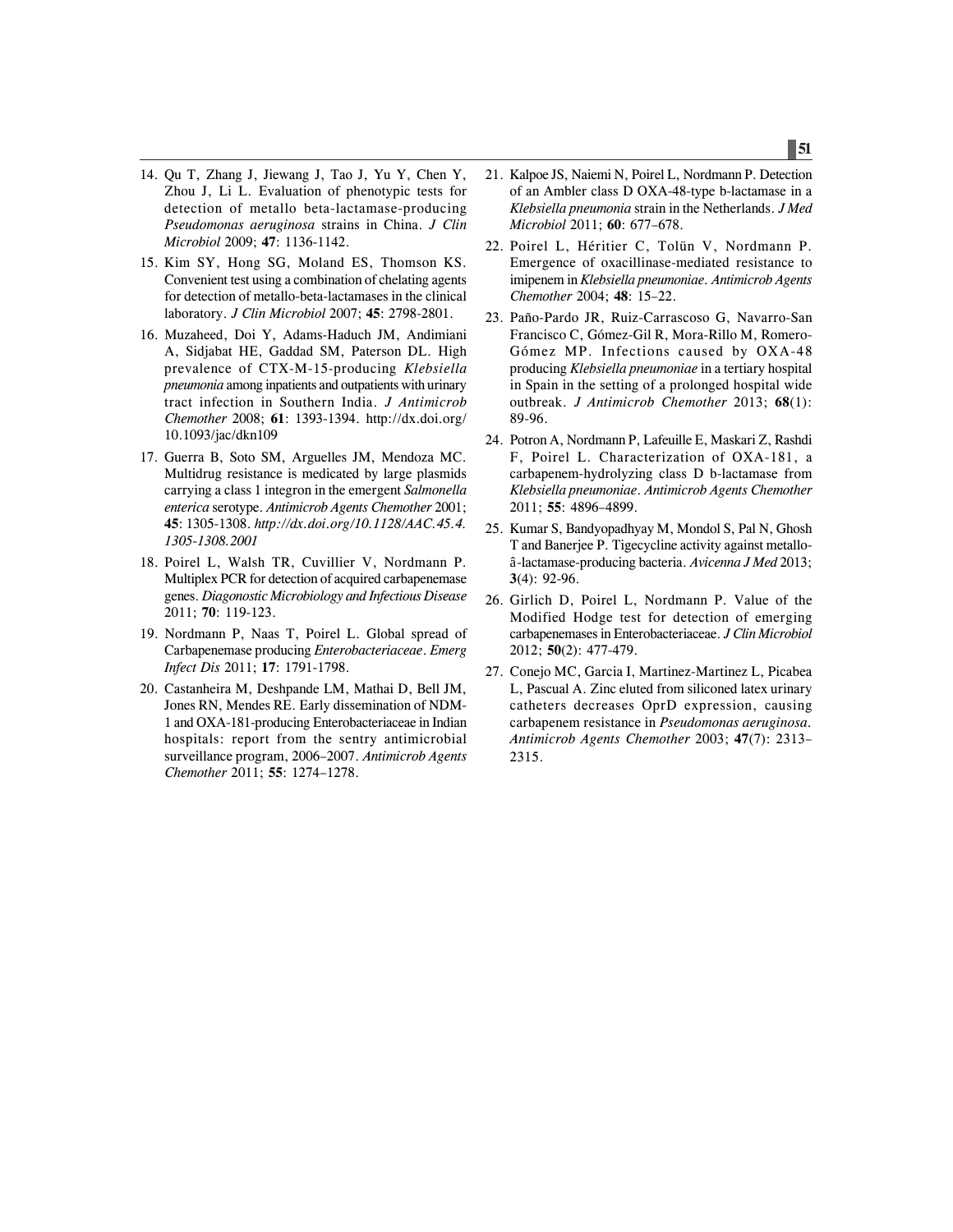14. Qu T, Zhang J, Jiewang J, Tao J, Yu Y, Chen Y, Zhou J, Li L. Evaluation of phenotypic tests for detection of metallo beta-lactamase-producing *Pseudomonas aeruginosa* strains in China. *J Clin Microbiol* 2009; **47**: 1136-1142.
15. Kim SY, Hong SG, Moland ES, Thomson KS. Convenient test using a combination of chelating agents for detection of metallo-beta-lactamases in the clinical laboratory. *J Clin Microbiol* 2007; **45**: 2798-2801.
16. Muzaheed, Doi Y, Adams-Haduch JM, Andimiani A, Sidjabat HE, Gaddad SM, Paterson DL. High prevalence of CTX-M-15-producing *Klebsiella pneumonia* among inpatients and outpatients with urinary tract infection in Southern India. *J Antimicrob Chemother* 2008; **61**: 1393-1394. http://dx.doi.org/10.1093/jac/dkn109
17. Guerra B, Soto SM, Arguelles JM, Mendoza MC. Multidrug resistance is medicated by large plasmids carrying a class 1 integron in the emergent *Salmonella enterica* serotype. *Antimicrob Agents Chemother* 2001; **45**: 1305-1308. *http://dx.doi.org/10.1128/AAC.45.4.1305-1308.2001*
18. Poirel L, Walsh TR, Cuvillier V, Nordmann P. Multiplex PCR for detection of acquired carbapenemase genes. *Diagonostic Microbiology and Infectious Disease* 2011; **70**: 119-123.
19. Nordmann P, Naas T, Poirel L. Global spread of Carbapenemase producing *Enterobacteriaceae*. *Emerg Infect Dis* 2011; **17**: 1791-1798.
20. Castanheira M, Deshpande LM, Mathai D, Bell JM, Jones RN, Mendes RE. Early dissemination of NDM-1 and OXA-181-producing Enterobacteriaceae in Indian hospitals: report from the sentry antimicrobial surveillance program, 2006–2007. *Antimicrob Agents Chemother* 2011; **55**: 1274–1278.
21. Kalpoe JS, Naiemi N, Poirel L, Nordmann P. Detection of an Ambler class D OXA-48-type b-lactamase in a *Klebsiella pneumonia* strain in the Netherlands. *J Med Microbiol* 2011; **60**: 677–678.
22. Poirel L, Héritier C, Tolün V, Nordmann P. Emergence of oxacillinase-mediated resistance to imipenem in *Klebsiella pneumoniae*. *Antimicrob Agents Chemother* 2004; **48**: 15–22.
23. Paño-Pardo JR, Ruiz-Carrascoso G, Navarro-San Francisco C, Gómez-Gil R, Mora-Rillo M, Romero-Gómez MP. Infections caused by OXA-48 producing *Klebsiella pneumoniae* in a tertiary hospital in Spain in the setting of a prolonged hospital wide outbreak. *J Antimicrob Chemother* 2013; **68**(1): 89-96.
24. Potron A, Nordmann P, Lafeuille E, Maskari Z, Rashdi F, Poirel L. Characterization of OXA-181, a carbapenem-hydrolyzing class D b-lactamase from *Klebsiella pneumoniae*. *Antimicrob Agents Chemother* 2011; **55**: 4896–4899.
25. Kumar S, Bandyopadhyay M, Mondol S, Pal N, Ghosh T and Banerjee P. Tigecycline activity against metallo-â-lactamase-producing bacteria. *Avicenna J Med* 2013; **3**(4): 92-96.
26. Girlich D, Poirel L, Nordmann P. Value of the Modified Hodge test for detection of emerging carbapenemases in Enterobacteriaceae. *J Clin Microbiol* 2012; **50**(2): 477-479.
27. Conejo MC, Garcia I, Martinez-Martinez L, Picabea L, Pascual A. Zinc eluted from siliconed latex urinary catheters decreases OprD expression, causing carbapenem resistance in *Pseudomonas aeruginosa*. *Antimicrob Agents Chemother* 2003; **47**(7): 2313–2315.